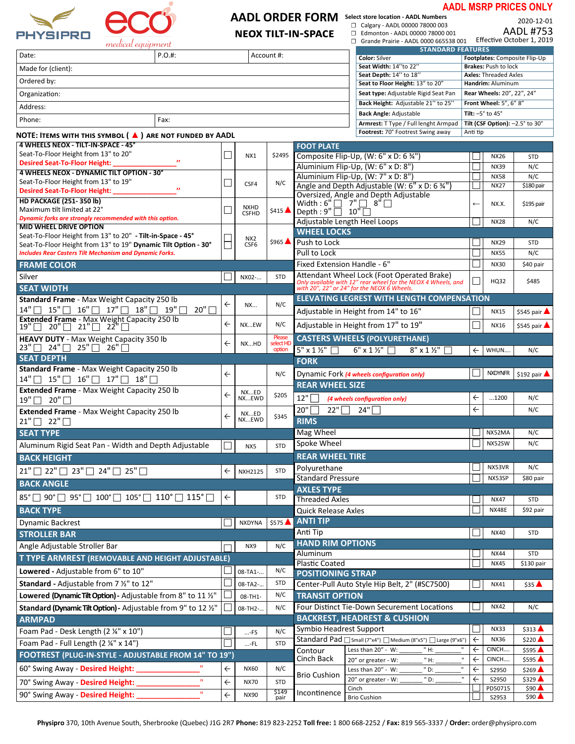PHYSIPRO eco medical equipment

# AADL ORDER FORM

## NEOX TILT-IN-SPACE

Select store location - AADL Numbers

- ☐ Calgary - AADL 00000 78000 003
- ☐ Edmonton - AADL 00000 78000 001
- ☐ Grande Prairie - AADL 0000 665538 001

**AADL MSRP PRICES ONLY**

2020-12-01

AADL #753

Effective October 1, 2019

| Date: | P.O.#: | Account #: |
|---|---|---|
| Made for (client): | | |
| Ordered by: | | |
| Organization: | | |
| Address: | | |
| Phone: | Fax: | |

**STANDARD FEATURES**

| | |
|---|---|
| **Color:** Silver | **Footplates:** Composite Flip-Up |
| **Seat Width:** 14"to 22" | **Brakes:** Push to lock |
| **Seat Depth:** 14" to 18" | **Axles:** Threaded Axles |
| **Seat to Floor Height:** 13" to 20" | **Handrim:** Aluminum |
| **Seat type:** Adjustable Rigid Seat Pan | **Rear Wheels:** 20", 22", 24" |
| **Back Height:** Adjustable 21" to 25" | **Front Wheel:** 5", 6" 8" |
| **Back Angle:** Adjustable | **Tilt:** –5° to 45° |
| **Armrest:** T Type / Full lenght Armpad | **Tilt (CSF Option):** –2.5° to 30° |
| **Footrest:** 70° Footrest Swing away | Anti tip |

**NOTE: Items with this symbol ( ▲ ) are not funded by AADL**

| Item | ☐ | Code | Price |
|---|---|---|---|
| **4 WHEELS NEOX - TILT-IN-SPACE - 45°** Seat-To-Floor Height from 13" to 20" **Desired Seat-To-Floor Height: ____________"** | ☐ | NX1 | $2495 |
| **4 WHEELS NEOX - DYNAMIC TILT OPTION - 30°** Seat-To-Floor Height from 13" to 19" **Desired Seat-To-Floor Height: ____________"** | ☐ | CSF4 | N/C |
| **HD PACKAGE (251- 350 lb)** Maximum tilt limited at 22° *Dynamic forks are strongly recommended with this option.* | ☐ | NXHD CSFHD | $415 ▲ |
| **MID WHEEL DRIVE OPTION** Seat-To-Floor Height from 13" to 20" - **Tilt-in-Space - 45°** Seat-To-Floor Height from 13" to 19" **Dynamic Tilt Option - 30°** *Includes Rear Casters Tilt Mechanism and Dynamic Forks.* | ☐ ☐ | NX2 CSF6 | $965 ▲ |
| **FRAME COLOR** | | | |
| Silver | ☐ | NX02-... | STD |
| **SEAT WIDTH** | | | |
| **Standard Frame** - Max Weight Capacity 250 lb 14" ☐ 15" ☐ 16" ☐ 17" ☐ 18" ☐ 19" ☐ 20" ☐ | ← | NX... | N/C |
| **Extended Frame** - Max Weight Capacity 250 lb 19" ☐ 20" ☐ 21" ☐ 22" ☐ | ← | NX...EW | N/C |
| **HEAVY DUTY** - Max Weight Capacity 350 lb 23" ☐ 24" ☐ 25" ☐ 26" ☐ | ← | NX...HD | Please select HD option |
| **SEAT DEPTH** | | | |
| **Standard Frame** - Max Weight Capacity 250 lb 14" ☐ 15" ☐ 16" ☐ 17" ☐ 18" ☐ | ← | | N/C |
| **Extended Frame** - Max Weight Capacity 250 lb 19" ☐ 20" ☐ | ← | NX...ED NX...EWD | $205 |
| **Extended Frame** - Max Weight Capacity 250 lb 21" ☐ 22" ☐ | ← | NX...ED NX...EWD | $345 |
| **SEAT TYPE** | | | |
| Aluminum Rigid Seat Pan - Width and Depth Adjustable | ☐ | NX5 | STD |
| **BACK HEIGHT** | | | |
| 21" ☐ 22" ☐ 23" ☐ 24" ☐ 25" ☐ | ← | NXH2125 | STD |
| **BACK ANGLE** | | | |
| 85° ☐ 90° ☐ 95° ☐ 100° ☐ 105° ☐ 110° ☐ 115° ☐ | ← | | STD |
| **BACK TYPE** | | | |
| Dynamic Backrest | ☐ | NXDYNA | $575 ▲ |
| **STROLLER BAR** | | | |
| Angle Adjustable Stroller Bar | ☐ | NX9 | N/C |
| **T TYPE ARMREST (REMOVABLE AND HEIGHT ADJUSTABLE)** | | | |
| **Lowered** - Adjustable from 6" to 10" | ☐ | 08-TA1-... | N/C |
| **Standard** - Adjustable from 7 ½" to 12" | ☐ | 08-TA2-... | STD |
| **Lowered (Dynamic Tilt Option)** - Adjustable from 8" to 11 ½" | ☐ | 08-TH1- | N/C |
| **Standard (Dynamic Tilt Option)** - Adjustable from 9" to 12 ½" | ☐ | 08-TH2-... | N/C |
| **ARMPAD** | | | |
| Foam Pad - Desk Length (2 ¼" x 10") | ☐ | ...-FS | N/C |
| Foam Pad - Full Length (2 ¼" x 14") | ☐ | ...-FL | STD |
| **FOOTREST (PLUG-IN-STYLE - ADJUSTABLE FROM 14" TO 19")** | | | |
| 60° Swing Away - **Desired Height: ____________"** | ← | NX60 | N/C |
| 70° Swing Away - **Desired Height: ____________"** | ← | NX70 | STD |
| 90° Swing Away - **Desired Height: ____________"** | ← | NX90 | $149 pair |

| Item | ☐ | Code | Price |
|---|---|---|---|
| **FOOT PLATE** | | | |
| Composite Flip-Up, (W: 6" x D: 6 ¾") | ☐ | NX26 | STD |
| Aluminium Flip-Up, (W: 6" x D: 8") | ☐ | NX39 | N/C |
| Aluminium Flip-Up, (W: 7" x D: 8") | ☐ | NX58 | N/C |
| Angle and Depth Adjustable (W: 6" x D: 6 ¾") | ☐ | NX27 | $180 pair |
| Oversized, Angle and Depth Adjustable Width : 6" ☐ 7" ☐ 8" ☐ Depth : 9" ☐ 10" ☐ | ← | NX.X. | $195 pair |
| Adjustable Length Heel Loops | ☐ | NX28 | N/C |
| **WHEEL LOCKS** | | | |
| Push to Lock | ☐ | NX29 | STD |
| Pull to Lock | ☐ | NX55 | N/C |
| Fixed Extension Handle - 6" | ☐ | NX30 | $40 pair |
| Attendant Wheel Lock (Foot Operated Brake) *Only available with 12" rear wheel for the NEOX 4 Wheels, and with 20", 22" or 24" for the NEOX 6 Wheels.* | ☐ | HQ32 | $485 |
| **ELEVATING LEGREST WITH LENGTH COMPENSATION** | | | |
| Adjustable in Height from 14" to 16" | ☐ | NX15 | $545 pair ▲ |
| Adjustable in Height from 17" to 19" | ☐ | NX16 | $545 pair ▲ |
| **CASTERS WHEELS (POLYURETHANE)** | | | |
| 5" x 1 ½" ☐ 6" x 1 ½" ☐ 8" x 1 ½" ☐ | ← | WHUN.... | N/C |
| **FORK** | | | |
| Dynamic Fork *(4 wheels configuration only)* | ☐ | NXDYNFR | $192 pair ▲ |
| **REAR WHEEL SIZE** | | | |
| 12" ☐ *(4 wheels configuration only)* | ← | ...1200 | N/C |
| 20" ☐ 22" ☐ 24" ☐ | ← | | N/C |
| **RIMS** | | | |
| Mag Wheel | ☐ | NX52MA | N/C |
| Spoke Wheel | ☐ | NX52SW | N/C |
| **REAR WHEEL TIRE** | | | |
| Polyurethane | ☐ | NX53VR | N/C |
| Standard Pressure | ☐ | NX53SP | $80 pair |
| **AXLES TYPE** | | | |
| Threaded Axles | ☐ | NX47 | STD |
| Quick Release Axles | ☐ | NX48E | $92 pair |
| **ANTI TIP** | | | |
| Anti Tip | ☐ | NX40 | STD |
| **HAND RIM OPTIONS** | | | |
| Aluminum | ☐ | NX44 | STD |
| Plastic Coated | ☐ | NX45 | $130 pair |
| **POSITIONING STRAP** | | | |
| Center-Pull Auto Style Hip Belt, 2" (#SC7500) | ☐ | NX41 | $35 ▲ |
| **TRANSIT OPTION** | | | |
| Four Distinct Tie-Down Securement Locations | ☐ | NX42 | N/C |
| **BACKREST, HEADREST & CUSHION** | | | |
| Symbio Headrest Support | ☐ | NX33 | $313 ▲ |
| Standard Pad ☐ Small (7"x4") ☐ Medium (8"x5") ☐ Large (9"x6") | ← | NX36 | $220 ▲ |
| Contour Cinch Back — Less than 20" - W: ________" H: ________" | ← | CINCH.... | $595 ▲ |
| Contour Cinch Back — 20" or greater - W: ________" H: ________" | ← | CINCH.... | $595 ▲ |
| Brio Cushion — Less than 20" - W: ________" D: ________" | ← | S2950 | $269 ▲ |
| Brio Cushion — 20" or greater - W: ________" D: ________" | ← | S2950 | $329 ▲ |
| Incontinence — Cinch | ☐ | PD50715 | $90 ▲ |
| Incontinence — Brio Cushion | ☐ | S2953 | $90 ▲ |

**Physipro** 370, 10th Avenue South, Sherbrooke (Quebec) J1G 2R7 **Phone:** 819 823-2252 **Toll free:** 1 800 668-2252 / **Fax:** 819 565-3337 / **Order:** order@physipro.com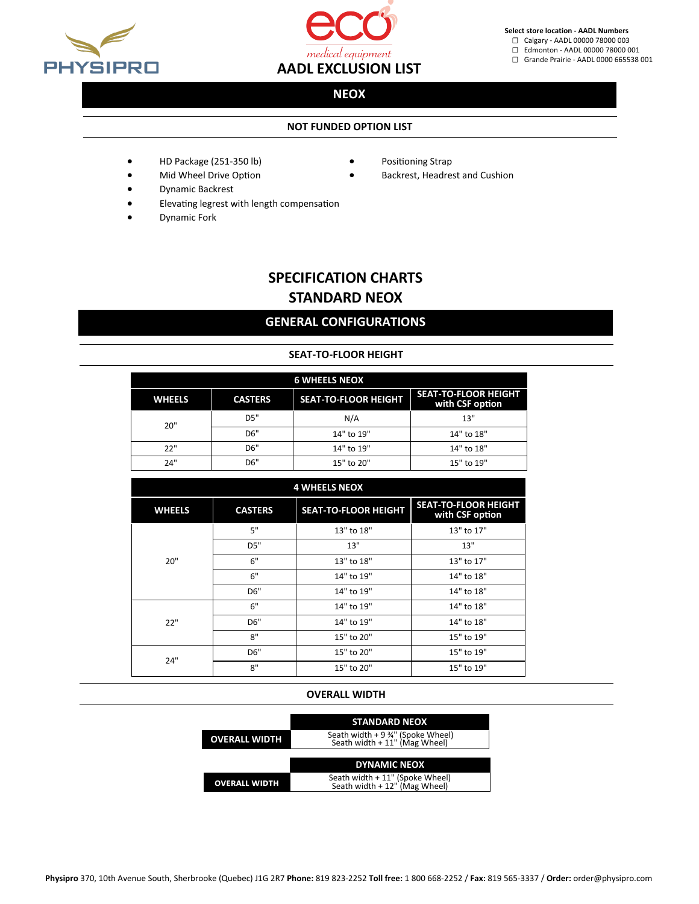PHYSIPRO

eco medical equipment

# AADL EXCLUSION LIST

Select store location - AADL Numbers
- ❑ Calgary - AADL 00000 78000 003
- ❑ Edmonton - AADL 00000 78000 001
- ❑ Grande Prairie - AADL 0000 665538 001

## NEOX

### NOT FUNDED OPTION LIST

- HD Package (251-350 lb)
- Mid Wheel Drive Option
- Dynamic Backrest
- Elevating legrest with length compensation
- Dynamic Fork
- Positioning Strap
- Backrest, Headrest and Cushion

## SPECIFICATION CHARTS
## STANDARD NEOX

### GENERAL CONFIGURATIONS

#### SEAT-TO-FLOOR HEIGHT

| 6 WHEELS NEOX | | | |
|---|---|---|---|
| WHEELS | CASTERS | SEAT-TO-FLOOR HEIGHT | SEAT-TO-FLOOR HEIGHT with CSF option |
| 20" | D5" | N/A | 13" |
| | D6" | 14" to 19" | 14" to 18" |
| 22" | D6" | 14" to 19" | 14" to 18" |
| 24" | D6" | 15" to 20" | 15" to 19" |

| 4 WHEELS NEOX | | | |
|---|---|---|---|
| WHEELS | CASTERS | SEAT-TO-FLOOR HEIGHT | SEAT-TO-FLOOR HEIGHT with CSF option |
| 20" | 5" | 13" to 18" | 13" to 17" |
| | D5" | 13" | 13" |
| | 6" | 13" to 18" | 13" to 17" |
| | 6" | 14" to 19" | 14" to 18" |
| | D6" | 14" to 19" | 14" to 18" |
| 22" | 6" | 14" to 19" | 14" to 18" |
| | D6" | 14" to 19" | 14" to 18" |
| | 8" | 15" to 20" | 15" to 19" |
| 24" | D6" | 15" to 20" | 15" to 19" |
| | 8" | 15" to 20" | 15" to 19" |

#### OVERALL WIDTH

| | STANDARD NEOX |
|---|---|
| OVERALL WIDTH | Seath width + 9 ¾" (Spoke Wheel)<br>Seath width + 11" (Mag Wheel) |

| | DYNAMIC NEOX |
|---|---|
| OVERALL WIDTH | Seath width + 11" (Spoke Wheel)<br>Seath width + 12" (Mag Wheel) |

**Physipro** 370, 10th Avenue South, Sherbrooke (Quebec) J1G 2R7 **Phone:** 819 823-2252 **Toll free:** 1 800 668-2252 / **Fax:** 819 565-3337 / **Order:** order@physipro.com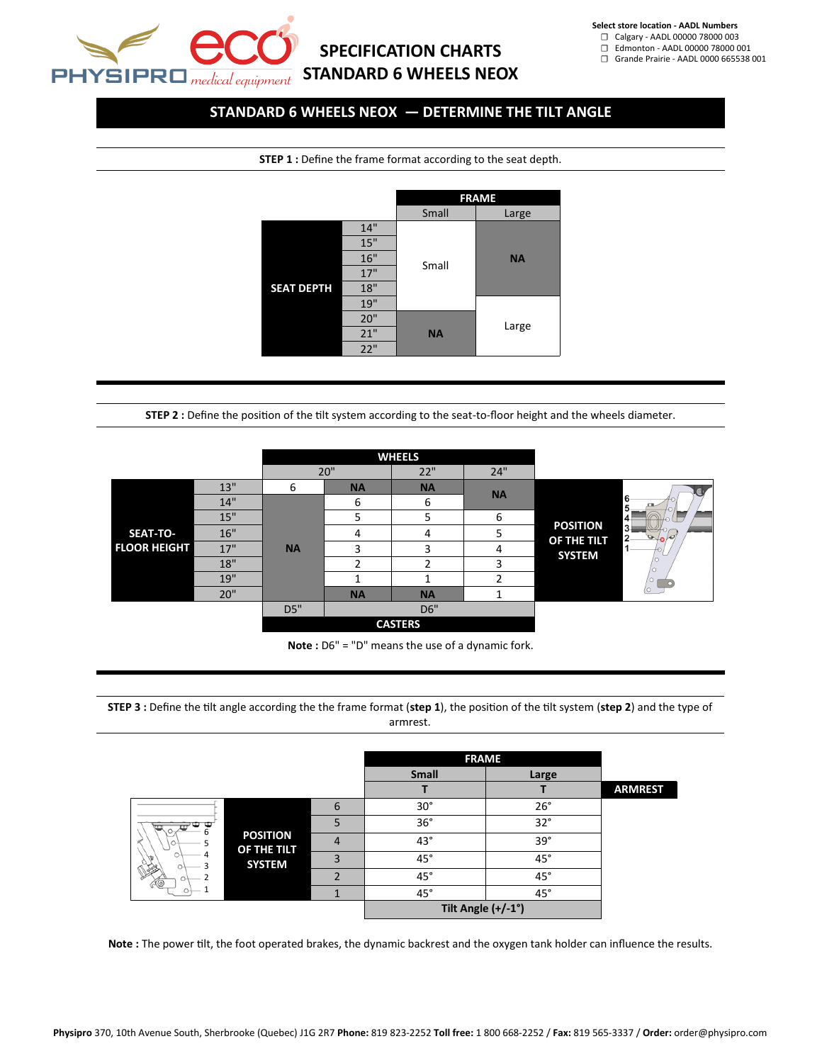**Select store location - AADL Numbers**
- ☐ Calgary - AADL 00000 78000 003
- ☐ Edmonton - AADL 00000 78000 001
- ☐ Grande Prairie - AADL 0000 665538 001

# SPECIFICATION CHARTS STANDARD 6 WHEELS NEOX

## STANDARD 6 WHEELS NEOX — DETERMINE THE TILT ANGLE

**STEP 1 :** Define the frame format according to the seat depth.

| SEAT DEPTH | | FRAME: Small | FRAME: Large |
|---|---|---|---|
| | 14" | Small | NA |
| | 15" | Small | NA |
| | 16" | Small | NA |
| | 17" | Small | NA |
| | 18" | Small | NA |
| | 19" | Small | Large |
| | 20" | NA | Large |
| | 21" | NA | Large |
| | 22" | NA | Large |

**STEP 2 :** Define the position of the tilt system according to the seat-to-floor height and the wheels diameter.

| SEAT-TO-FLOOR HEIGHT | WHEELS 20" (CASTERS D5") | WHEELS 20" (CASTERS D6") | WHEELS 22" (CASTERS D6") | WHEELS 24" (CASTERS D6") |
|---|---|---|---|---|
| 13" | 6 | NA | NA | NA |
| 14" | NA | 6 | 6 | NA |
| 15" | NA | 5 | 5 | 6 |
| 16" | NA | 4 | 4 | 5 |
| 17" | NA | 3 | 3 | 4 |
| 18" | NA | 2 | 2 | 3 |
| 19" | NA | 1 | 1 | 2 |
| 20" | NA | NA | NA | 1 |

POSITION OF THE TILT SYSTEM

**Note :** D6" = "D" means the use of a dynamic fork.

**STEP 3 :** Define the tilt angle according the the frame format (**step 1**), the position of the tilt system (**step 2**) and the type of armrest.

| POSITION OF THE TILT SYSTEM | FRAME: Small – ARMREST T | FRAME: Large – ARMREST T |
|---|---|---|
| 6 | 30° | 26° |
| 5 | 36° | 32° |
| 4 | 43° | 39° |
| 3 | 45° | 45° |
| 2 | 45° | 45° |
| 1 | 45° | 45° |
| | Tilt Angle (+/-1°) | |

**Note :** The power tilt, the foot operated brakes, the dynamic backrest and the oxygen tank holder can influence the results.

**Physipro** 370, 10th Avenue South, Sherbrooke (Quebec) J1G 2R7 **Phone:** 819 823-2252 **Toll free:** 1 800 668-2252 / **Fax:** 819 565-3337 / **Order:** order@physipro.com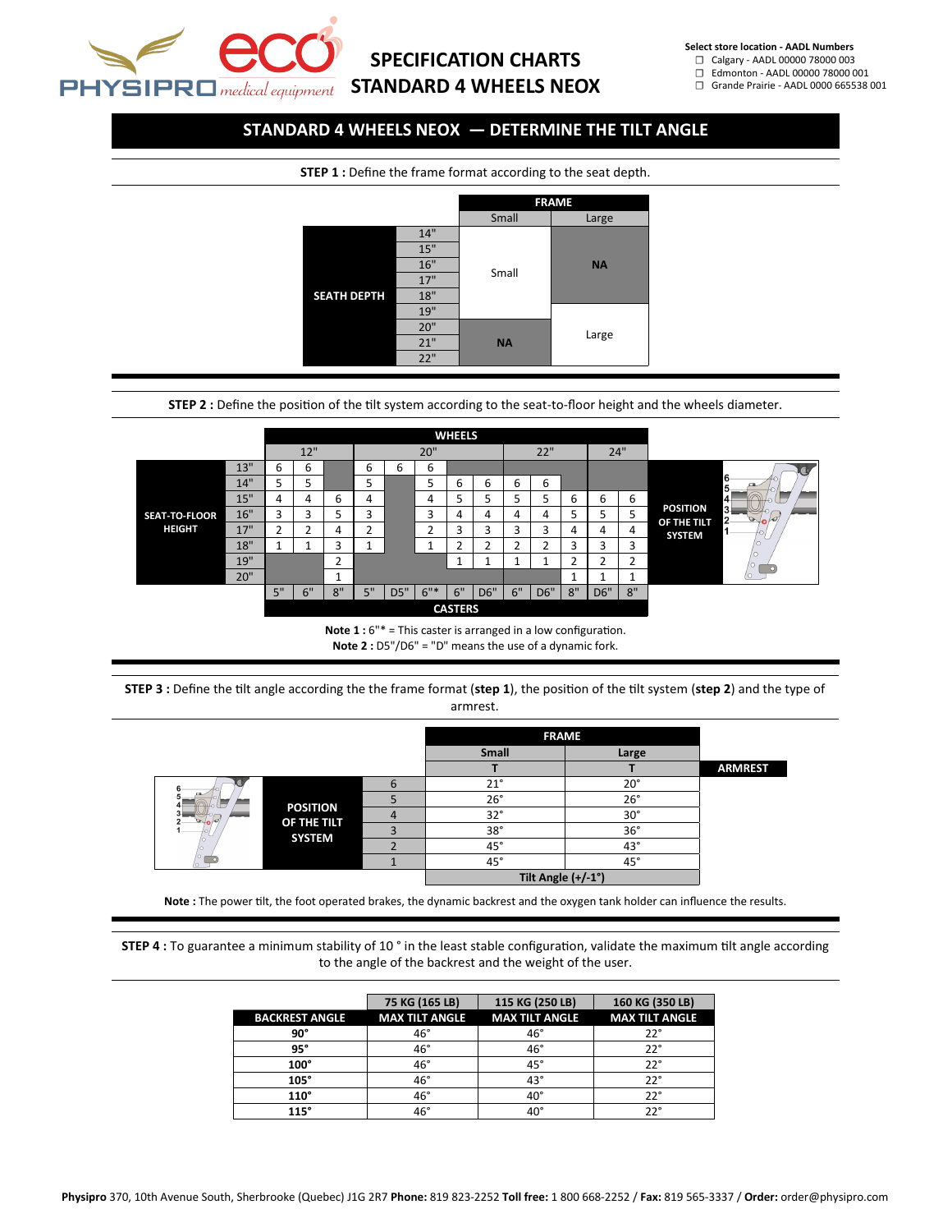# SPECIFICATION CHARTS
# STANDARD 4 WHEELS NEOX

**Select store location - AADL Numbers**

- ☐ Calgary - AADL 00000 78000 003
- ☐ Edmonton - AADL 00000 78000 001
- ☐ Grande Prairie - AADL 0000 665538 001

## STANDARD 4 WHEELS NEOX — DETERMINE THE TILT ANGLE

**STEP 1 :** Define the frame format according to the seat depth.

| SEATH DEPTH | FRAME: Small | FRAME: Large |
|---|---|---|
| 14" | Small | NA |
| 15" | Small | NA |
| 16" | Small | NA |
| 17" | Small | NA |
| 18" | Small | NA |
| 19" | Small | Large |
| 20" | NA | Large |
| 21" | NA | Large |
| 22" | NA | Large |

**STEP 2 :** Define the position of the tilt system according to the seat-to-floor height and the wheels diameter.

| SEAT-TO-FLOOR HEIGHT | WHEELS 12" | | | 20" | | | | | 22" | | | 24" | |
|---|---|---|---|---|---|---|---|---|---|---|---|---|---|
| CASTERS | 5" | 6" | 8" | 5" | D5" | 6"* | 6" | D6" | 6" | D6" | 8" | D6" | 8" |
| 13" | 6 | 6 | | 6 | 6 | 6 | | | | | | | |
| 14" | 5 | 5 | | 5 | | 5 | 6 | 6 | 6 | 6 | | | |
| 15" | 4 | 4 | 6 | 4 | | 4 | 5 | 5 | 5 | 5 | 6 | 6 | 6 |
| 16" | 3 | 3 | 5 | 3 | | 3 | 4 | 4 | 4 | 4 | 5 | 5 | 5 |
| 17" | 2 | 2 | 4 | 2 | | 2 | 3 | 3 | 3 | 3 | 4 | 4 | 4 |
| 18" | 1 | 1 | 3 | 1 | | 1 | 2 | 2 | 2 | 2 | 3 | 3 | 3 |
| 19" | | | 2 | | | | 1 | 1 | 1 | 1 | 2 | 2 | 2 |
| 20" | | | 1 | | | | | | | | 1 | 1 | 1 |

Values = POSITION OF THE TILT SYSTEM

**Note 1 :** 6"* = This caster is arranged in a low configuration.
**Note 2 :** D5"/D6" = "D" means the use of a dynamic fork.

**STEP 3 :** Define the tilt angle according the the frame format (**step 1**), the position of the tilt system (**step 2**) and the type of armrest.

| POSITION OF THE TILT SYSTEM | FRAME Small – T | FRAME Large – T | ARMREST |
|---|---|---|---|
| 6 | 21° | 20° | |
| 5 | 26° | 26° | |
| 4 | 32° | 30° | |
| 3 | 38° | 36° | |
| 2 | 45° | 43° | |
| 1 | 45° | 45° | |
| | Tilt Angle (+/-1°) | | |

**Note :** The power tilt, the foot operated brakes, the dynamic backrest and the oxygen tank holder can influence the results.

**STEP 4 :** To guarantee a minimum stability of 10 ° in the least stable configuration, validate the maximum tilt angle according to the angle of the backrest and the weight of the user.

| BACKREST ANGLE | 75 KG (165 LB) MAX TILT ANGLE | 115 KG (250 LB) MAX TILT ANGLE | 160 KG (350 LB) MAX TILT ANGLE |
|---|---|---|---|
| **90°** | 46° | 46° | 22° |
| **95°** | 46° | 46° | 22° |
| **100°** | 46° | 45° | 22° |
| **105°** | 46° | 43° | 22° |
| **110°** | 46° | 40° | 22° |
| **115°** | 46° | 40° | 22° |

**Physipro** 370, 10th Avenue South, Sherbrooke (Quebec) J1G 2R7 **Phone:** 819 823-2252 **Toll free:** 1 800 668-2252 / **Fax:** 819 565-3337 / **Order:** order@physipro.com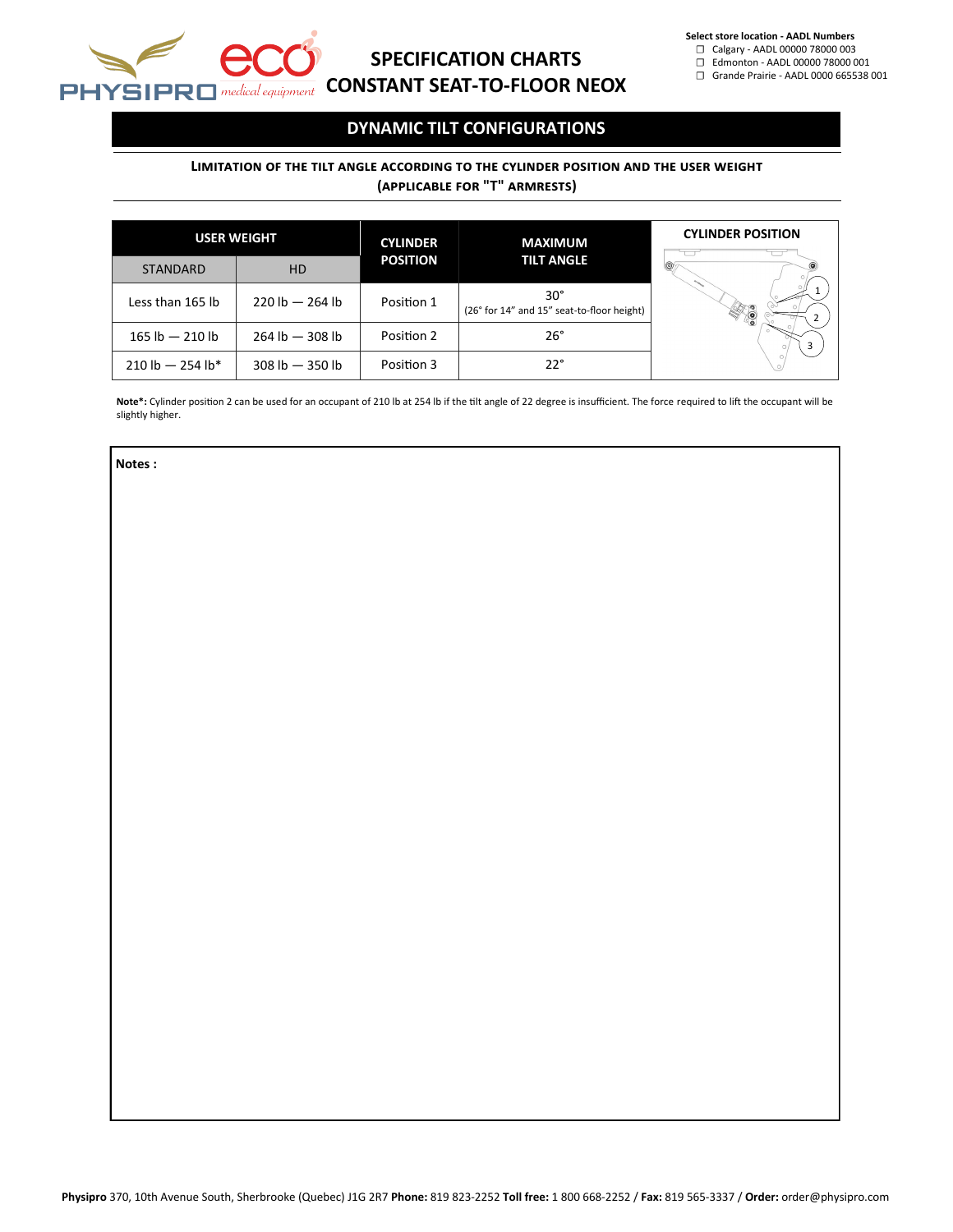# SPECIFICATION CHARTS
# CONSTANT SEAT-TO-FLOOR NEOX

**Select store location - AADL Numbers**
- ☐ Calgary - AADL 00000 78000 003
- ☐ Edmonton - AADL 00000 78000 001
- ☐ Grande Prairie - AADL 0000 665538 001

## DYNAMIC TILT CONFIGURATIONS

### LIMITATION OF THE TILT ANGLE ACCORDING TO THE CYLINDER POSITION AND THE USER WEIGHT (APPLICABLE FOR "T" ARMRESTS)

| USER WEIGHT | | CYLINDER POSITION | MAXIMUM TILT ANGLE | CYLINDER POSITION |
|---|---|---|---|---|
| STANDARD | HD | | | |
| Less than 165 lb | 220 lb — 264 lb | Position 1 | 30° (26° for 14" and 15" seat-to-floor height) | |
| 165 lb — 210 lb | 264 lb — 308 lb | Position 2 | 26° | |
| 210 lb — 254 lb* | 308 lb — 350 lb | Position 3 | 22° | |

1
2
3

**Note*:** Cylinder position 2 can be used for an occupant of 210 lb at 254 lb if the tilt angle of 22 degree is insufficient. The force required to lift the occupant will be slightly higher.

**Notes :**

**Physipro** 370, 10th Avenue South, Sherbrooke (Quebec) J1G 2R7 **Phone:** 819 823-2252 **Toll free:** 1 800 668-2252 / **Fax:** 819 565-3337 / **Order:** order@physipro.com